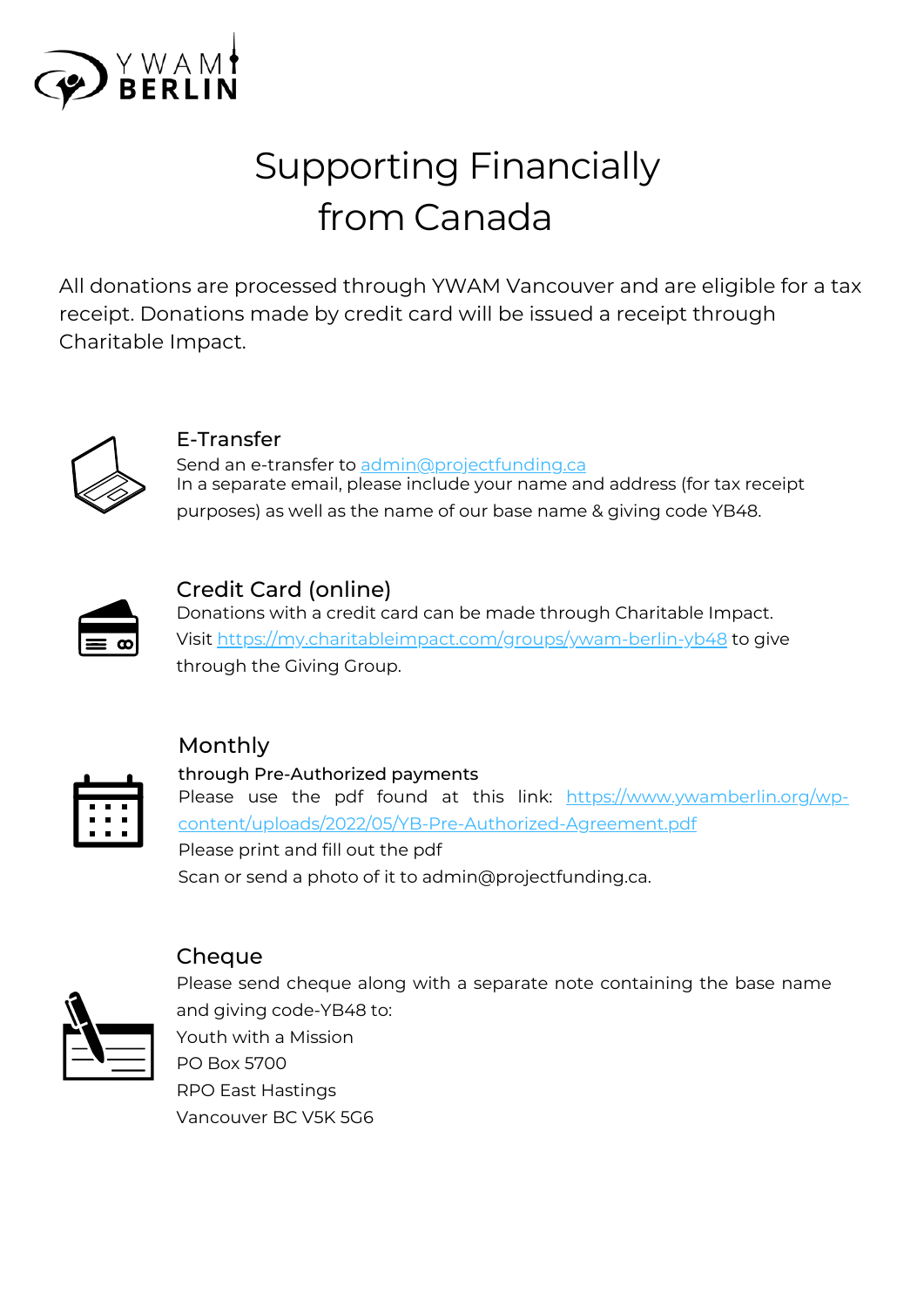# Supporting Financially from Canada

All donations are processed through YWAM Vancouver and are eligible for a tax receipt. Donations made by credit card will be issued a receipt through Charitable Impact.

## E-Transfer

Send an e-transfer to admin@projectfunding.ca
In a separate email, please include your name and address (for tax receipt purposes) as well as the name of our base name & giving code YB48.

## Credit Card (online)

Donations with a credit card can be made through Charitable Impact.
Visit https://my.charitableimpact.com/groups/ywam-berlin-yb48 to give through the Giving Group.

## Monthly

**through Pre-Authorized payments**

Please use the pdf found at this link: https://www.ywamberlin.org/wp-content/uploads/2022/05/YB-Pre-Authorized-Agreement.pdf
Please print and fill out the pdf
Scan or send a photo of it to admin@projectfunding.ca.

## Cheque

Please send cheque along with a separate note containing the base name and giving code-YB48 to:

Youth with a Mission
PO Box 5700
RPO East Hastings
Vancouver BC V5K 5G6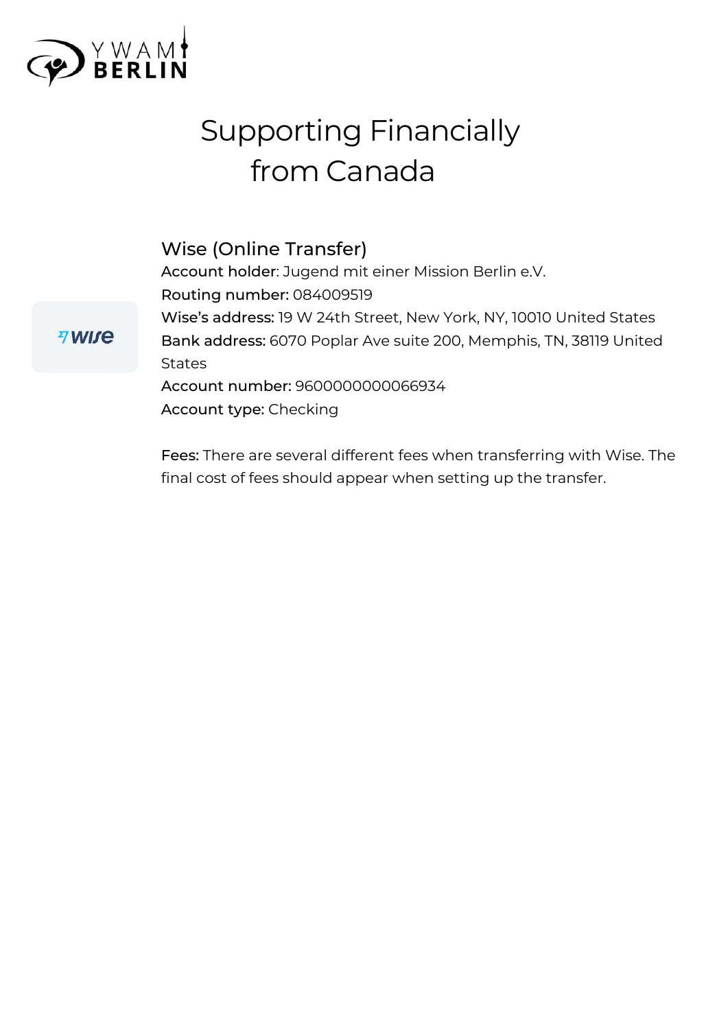# Supporting Financially from Canada

## Wise (Online Transfer)

**Account holder**: Jugend mit einer Mission Berlin e.V.
**Routing number:** 084009519
**Wise's address:** 19 W 24th Street, New York, NY, 10010 United States
**Bank address:** 6070 Poplar Ave suite 200, Memphis, TN, 38119 United States
**Account number:** 9600000000066934
**Account type:** Checking

**Fees:** There are several different fees when transferring with Wise. The final cost of fees should appear when setting up the transfer.